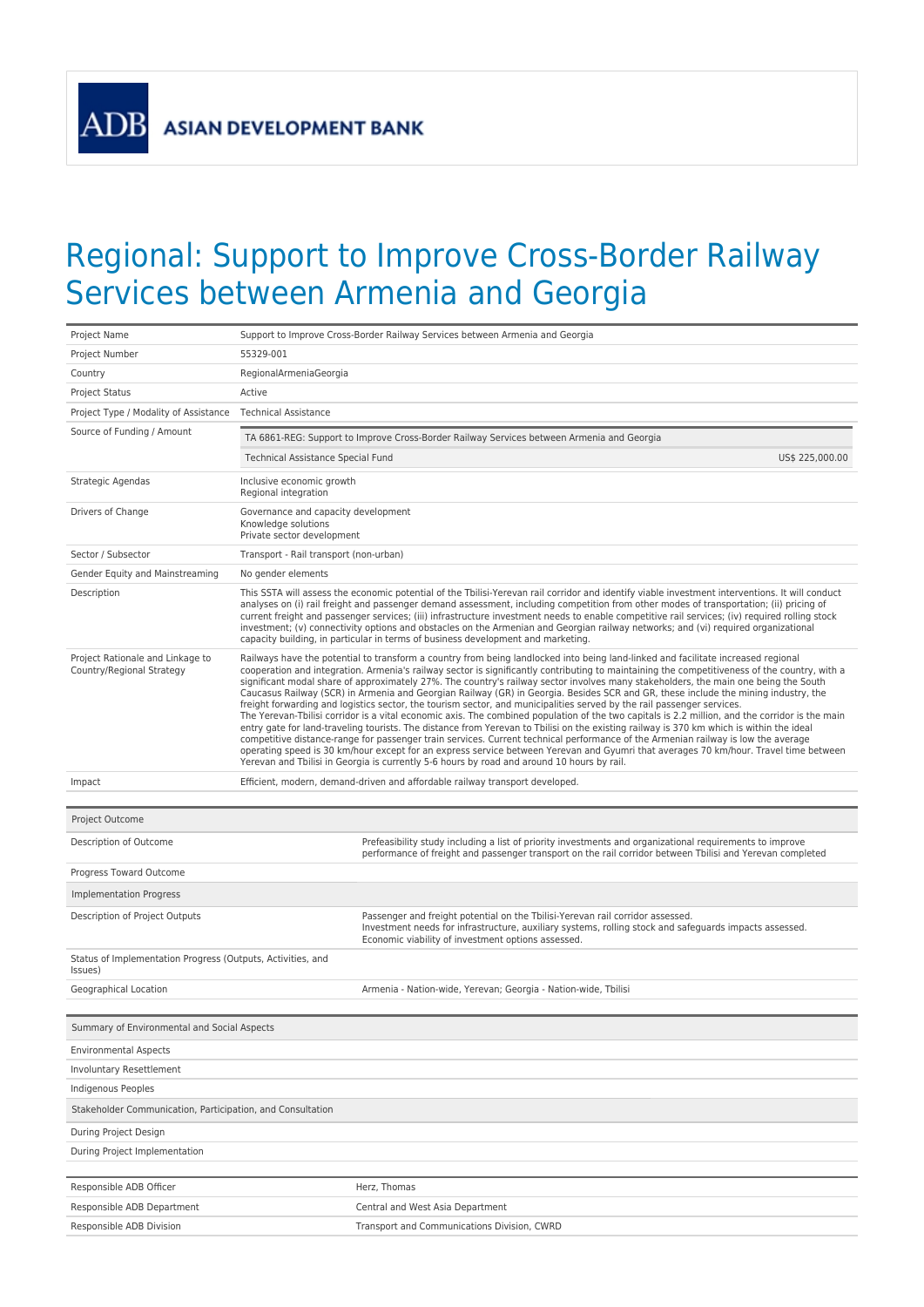ADB ASIAN DEVELOPMENT BANK

# Regional: Support to Improve Cross-Border Railway Services between Armenia and Georgia

| | |
|---|---|
| Project Name | Support to Improve Cross-Border Railway Services between Armenia and Georgia |
| Project Number | 55329-001 |
| Country | RegionalArmeniaGeorgia |
| Project Status | Active |
| Project Type / Modality of Assistance | Technical Assistance |
| Source of Funding / Amount | TA 6861-REG: Support to Improve Cross-Border Railway Services between Armenia and Georgia<br>Technical Assistance Special Fund US$ 225,000.00 |
| Strategic Agendas | Inclusive economic growth<br>Regional integration |
| Drivers of Change | Governance and capacity development<br>Knowledge solutions<br>Private sector development |
| Sector / Subsector | Transport - Rail transport (non-urban) |
| Gender Equity and Mainstreaming | No gender elements |
| Description | This SSTA will assess the economic potential of the Tbilisi-Yerevan rail corridor and identify viable investment interventions. It will conduct analyses on (i) rail freight and passenger demand assessment, including competition from other modes of transportation; (ii) pricing of current freight and passenger services; (iii) infrastructure investment needs to enable competitive rail services; (iv) required rolling stock investment; (v) connectivity options and obstacles on the Armenian and Georgian railway networks; and (vi) required organizational capacity building, in particular in terms of business development and marketing. |
| Project Rationale and Linkage to Country/Regional Strategy | Railways have the potential to transform a country from being landlocked into being land-linked and facilitate increased regional cooperation and integration. Armenia's railway sector is significantly contributing to maintaining the competitiveness of the country, with a significant modal share of approximately 27%. The country's railway sector involves many stakeholders, the main one being the South Caucasus Railway (SCR) in Armenia and Georgian Railway (GR) in Georgia. Besides SCR and GR, these include the mining industry, the freight forwarding and logistics sector, the tourism sector, and municipalities served by the rail passenger services.<br>The Yerevan-Tbilisi corridor is a vital economic axis. The combined population of the two capitals is 2.2 million, and the corridor is the main entry gate for land-traveling tourists. The distance from Yerevan to Tbilisi on the existing railway is 370 km which is within the ideal competitive distance-range for passenger train services. Current technical performance of the Armenian railway is low the average operating speed is 30 km/hour except for an express service between Yerevan and Gyumri that averages 70 km/hour. Travel time between Yerevan and Tbilisi in Georgia is currently 5-6 hours by road and around 10 hours by rail. |
| Impact | Efficient, modern, demand-driven and affordable railway transport developed. |

| Project Outcome | |
|---|---|
| Description of Outcome | Prefeasibility study including a list of priority investments and organizational requirements to improve performance of freight and passenger transport on the rail corridor between Tbilisi and Yerevan completed |
| Progress Toward Outcome | |
| **Implementation Progress** | |
| Description of Project Outputs | Passenger and freight potential on the Tbilisi-Yerevan rail corridor assessed.<br>Investment needs for infrastructure, auxiliary systems, rolling stock and safeguards impacts assessed.<br>Economic viability of investment options assessed. |
| Status of Implementation Progress (Outputs, Activities, and Issues) | |
| Geographical Location | Armenia - Nation-wide, Yerevan; Georgia - Nation-wide, Tbilisi |

| Summary of Environmental and Social Aspects | |
|---|---|
| Environmental Aspects | |
| Involuntary Resettlement | |
| Indigenous Peoples | |
| **Stakeholder Communication, Participation, and Consultation** | |
| During Project Design | |
| During Project Implementation | |

| | |
|---|---|
| Responsible ADB Officer | Herz, Thomas |
| Responsible ADB Department | Central and West Asia Department |
| Responsible ADB Division | Transport and Communications Division, CWRD |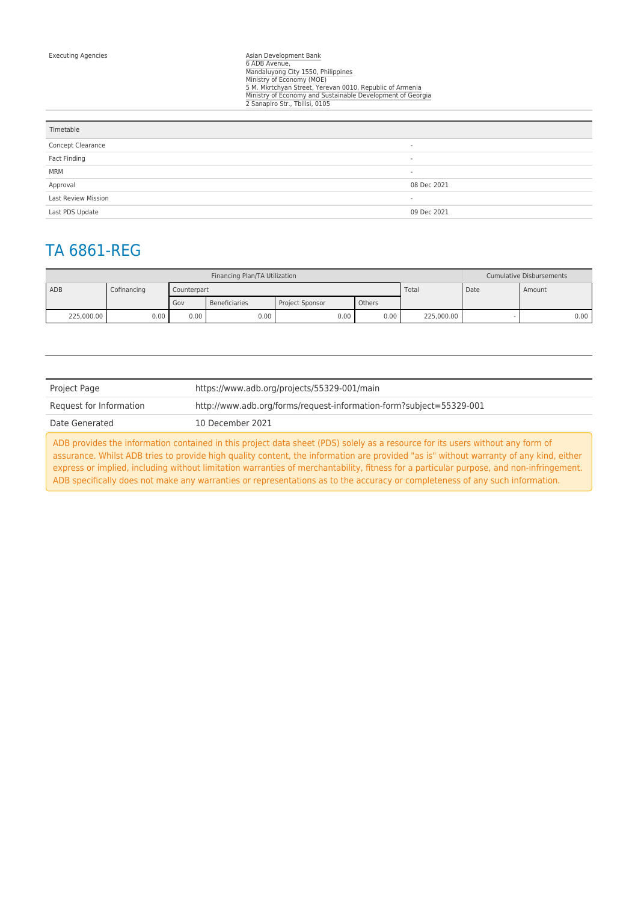| | |
|---|---|
| Executing Agencies | Asian Development Bank<br>6 ADB Avenue,<br>Mandaluyong City 1550, Philippines<br>Ministry of Economy (MOE)<br>5 M. Mkrtchyan Street, Yerevan 0010, Republic of Armenia<br>Ministry of Economy and Sustainable Development of Georgia<br>2 Sanapiro Str., Tbilisi, 0105 |

| Timetable | |
|---|---|
| Concept Clearance | - |
| Fact Finding | - |
| MRM | - |
| Approval | 08 Dec 2021 |
| Last Review Mission | - |
| Last PDS Update | 09 Dec 2021 |

## TA 6861-REG

| Financing Plan/TA Utilization | | | | | | | Cumulative Disbursements | |
|---|---|---|---|---|---|---|---|---|
| ADB | Cofinancing | Counterpart | | | | Total | Date | Amount |
| | | Gov | Beneficiaries | Project Sponsor | Others | | | |
| 225,000.00 | 0.00 | 0.00 | 0.00 | 0.00 | 0.00 | 225,000.00 | - | 0.00 |

| | |
|---|---|
| Project Page | https://www.adb.org/projects/55329-001/main |
| Request for Information | http://www.adb.org/forms/request-information-form?subject=55329-001 |
| Date Generated | 10 December 2021 |

ADB provides the information contained in this project data sheet (PDS) solely as a resource for its users without any form of assurance. Whilst ADB tries to provide high quality content, the information are provided "as is" without warranty of any kind, either express or implied, including without limitation warranties of merchantability, fitness for a particular purpose, and non-infringement. ADB specifically does not make any warranties or representations as to the accuracy or completeness of any such information.